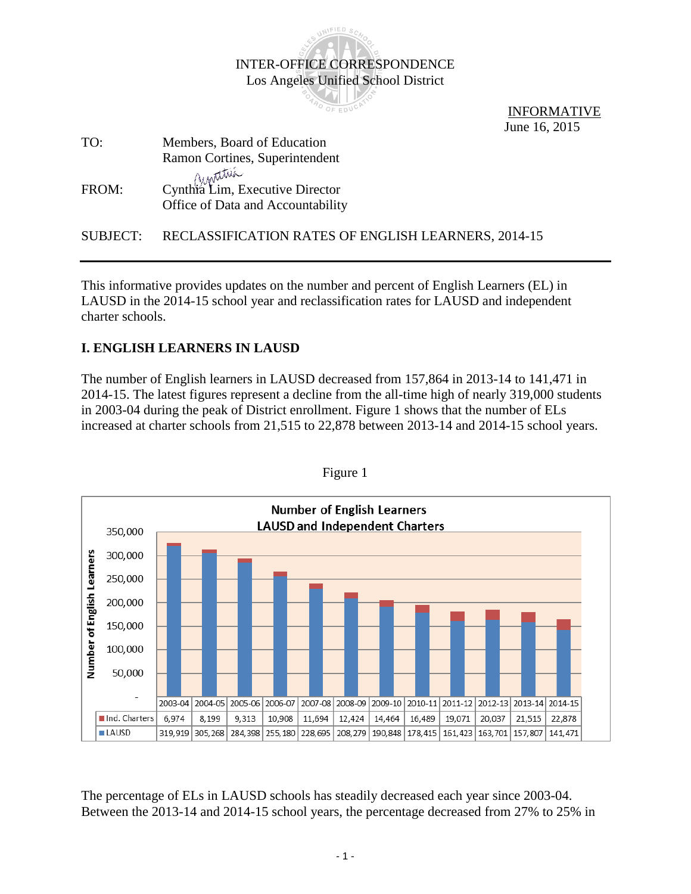INTER-OFFICE CORRESPONDENCE
Los Angeles Unified School District

**INFORMATIVE**
June 16, 2015

TO: Members, Board of Education
Ramon Cortines, Superintendent

FROM: Cynthia Lim, Executive Director
Office of Data and Accountability

SUBJECT: RECLASSIFICATION RATES OF ENGLISH LEARNERS, 2014-15

---

This informative provides updates on the number and percent of English Learners (EL) in LAUSD in the 2014-15 school year and reclassification rates for LAUSD and independent charter schools.

## I. ENGLISH LEARNERS IN LAUSD

The number of English learners in LAUSD decreased from 157,864 in 2013-14 to 141,471 in 2014-15. The latest figures represent a decline from the all-time high of nearly 319,000 students in 2003-04 during the peak of District enrollment. Figure 1 shows that the number of ELs increased at charter schools from 21,515 to 22,878 between 2013-14 and 2014-15 school years.

Figure 1

**Number of English Learners LAUSD and Independent Charters**

| | 2003-04 | 2004-05 | 2005-06 | 2006-07 | 2007-08 | 2008-09 | 2009-10 | 2010-11 | 2011-12 | 2012-13 | 2013-14 | 2014-15 |
|---|---|---|---|---|---|---|---|---|---|---|---|---|
| Ind. Charters | 6,974 | 8,199 | 9,313 | 10,908 | 11,694 | 12,424 | 14,464 | 16,489 | 19,071 | 20,037 | 21,515 | 22,878 |
| LAUSD | 319,919 | 305,268 | 284,398 | 255,180 | 228,695 | 208,279 | 190,848 | 178,415 | 161,423 | 163,701 | 157,807 | 141,471 |

The percentage of ELs in LAUSD schools has steadily decreased each year since 2003-04. Between the 2013-14 and 2014-15 school years, the percentage decreased from 27% to 25% in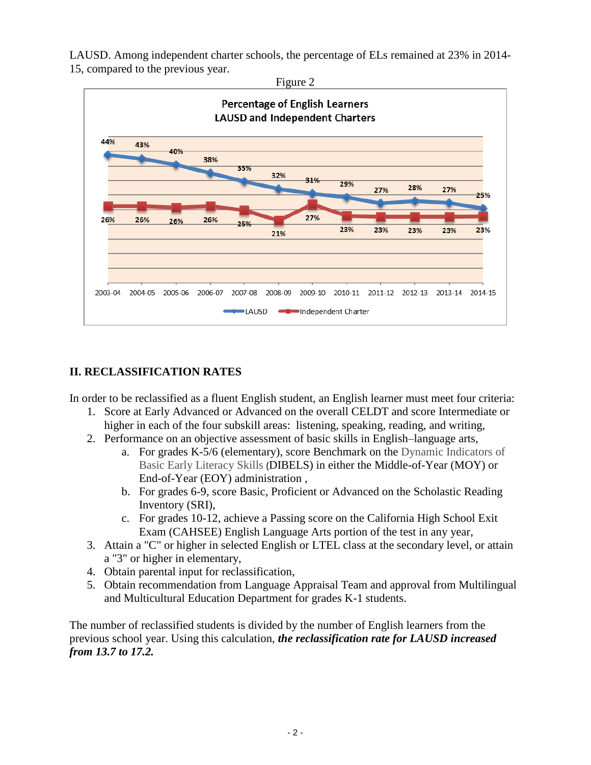LAUSD. Among independent charter schools, the percentage of ELs remained at 23% in 2014-15, compared to the previous year.

Figure 2

**Percentage of English Learners LAUSD and Independent Charters**

| | 2003-04 | 2004-05 | 2005-06 | 2006-07 | 2007-08 | 2008-09 | 2009-10 | 2010-11 | 2011-12 | 2012-13 | 2013-14 | 2014-15 |
|---|---|---|---|---|---|---|---|---|---|---|---|---|
| LAUSD | 44% | 43% | 40% | 38% | 35% | 32% | 31% | 29% | 27% | 28% | 27% | 25% |
| Independent Charter | 26% | 26% | 26% | 26% | 25% | 21% | 27% | 23% | 23% | 23% | 23% | 23% |

## II. RECLASSIFICATION RATES

In order to be reclassified as a fluent English student, an English learner must meet four criteria:

1. Score at Early Advanced or Advanced on the overall CELDT and score Intermediate or higher in each of the four subskill areas: listening, speaking, reading, and writing,
2. Performance on an objective assessment of basic skills in English–language arts,
   a. For grades K-5/6 (elementary), score Benchmark on the Dynamic Indicators of Basic Early Literacy Skills (DIBELS) in either the Middle-of-Year (MOY) or End-of-Year (EOY) administration ,
   b. For grades 6-9, score Basic, Proficient or Advanced on the Scholastic Reading Inventory (SRI),
   c. For grades 10-12, achieve a Passing score on the California High School Exit Exam (CAHSEE) English Language Arts portion of the test in any year,
3. Attain a "C" or higher in selected English or LTEL class at the secondary level, or attain a "3" or higher in elementary,
4. Obtain parental input for reclassification,
5. Obtain recommendation from Language Appraisal Team and approval from Multilingual and Multicultural Education Department for grades K-1 students.

The number of reclassified students is divided by the number of English learners from the previous school year. Using this calculation, ***the reclassification rate for LAUSD increased from 13.7 to 17.2.***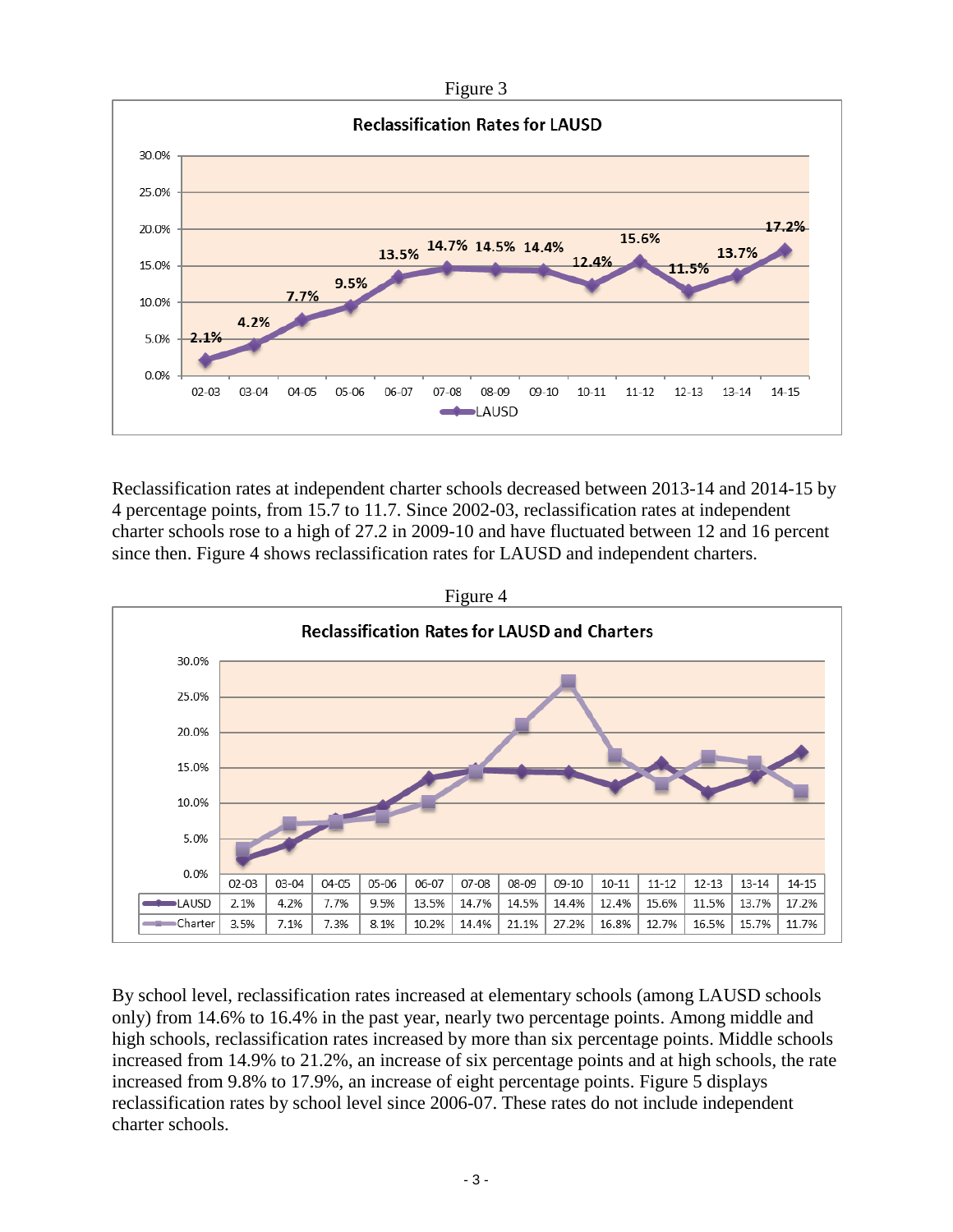Figure 3

**Reclassification Rates for LAUSD**

| | 02-03 | 03-04 | 04-05 | 05-06 | 06-07 | 07-08 | 08-09 | 09-10 | 10-11 | 11-12 | 12-13 | 13-14 | 14-15 |
|---|---|---|---|---|---|---|---|---|---|---|---|---|---|
| LAUSD | 2.1% | 4.2% | 7.7% | 9.5% | 13.5% | 14.7% | 14.5% | 14.4% | 12.4% | 15.6% | 11.5% | 13.7% | 17.2% |

Reclassification rates at independent charter schools decreased between 2013-14 and 2014-15 by 4 percentage points, from 15.7 to 11.7. Since 2002-03, reclassification rates at independent charter schools rose to a high of 27.2 in 2009-10 and have fluctuated between 12 and 16 percent since then. Figure 4 shows reclassification rates for LAUSD and independent charters.

Figure 4

**Reclassification Rates for LAUSD and Charters**

| | 02-03 | 03-04 | 04-05 | 05-06 | 06-07 | 07-08 | 08-09 | 09-10 | 10-11 | 11-12 | 12-13 | 13-14 | 14-15 |
|---|---|---|---|---|---|---|---|---|---|---|---|---|---|
| LAUSD | 2.1% | 4.2% | 7.7% | 9.5% | 13.5% | 14.7% | 14.5% | 14.4% | 12.4% | 15.6% | 11.5% | 13.7% | 17.2% |
| Charter | 3.5% | 7.1% | 7.3% | 8.1% | 10.2% | 14.4% | 21.1% | 27.2% | 16.8% | 12.7% | 16.5% | 15.7% | 11.7% |

By school level, reclassification rates increased at elementary schools (among LAUSD schools only) from 14.6% to 16.4% in the past year, nearly two percentage points. Among middle and high schools, reclassification rates increased by more than six percentage points. Middle schools increased from 14.9% to 21.2%, an increase of six percentage points and at high schools, the rate increased from 9.8% to 17.9%, an increase of eight percentage points. Figure 5 displays reclassification rates by school level since 2006-07. These rates do not include independent charter schools.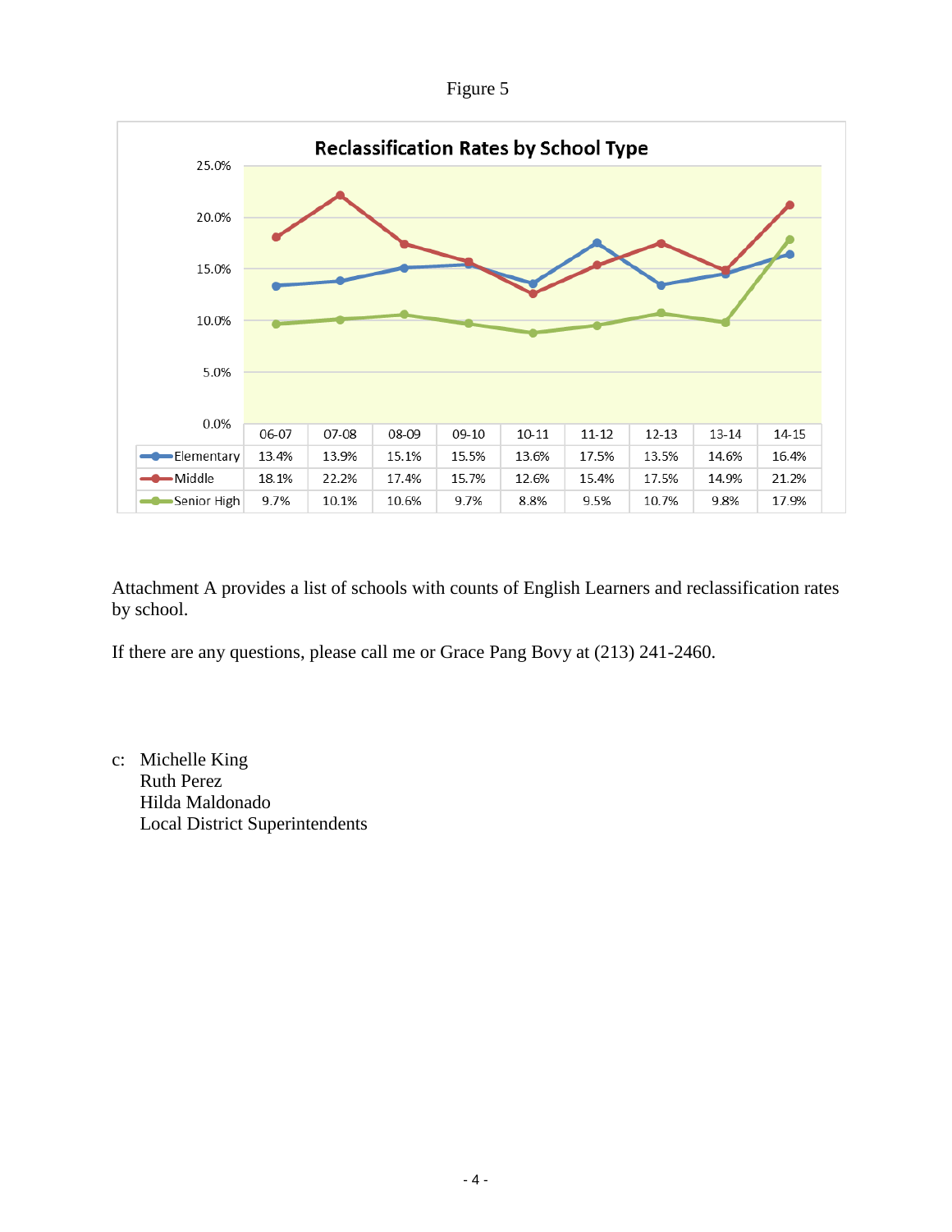Figure 5

Reclassification Rates by School Type

25.0%
20.0%
15.0%
10.0%
5.0%
0.0%

06-07 07-08 08-09 09-10 10-11 11-12 12-13 13-14 14-15

Elementary 13.4% 13.9% 15.1% 15.5% 13.6% 17.5% 13.5% 14.6% 16.4%

Middle 18.1% 22.2% 17.4% 15.7% 12.6% 15.4% 17.5% 14.9% 21.2%

Senior High 9.7% 10.1% 10.6% 9.7% 8.8% 9.5% 10.7% 9.8% 17.9%

Attachment A provides a list of schools with counts of English Learners and reclassification rates by school.

If there are any questions, please call me or Grace Pang Bovy at (213) 241-2460.

c: Michelle King
Ruth Perez
Hilda Maldonado
Local District Superintendents